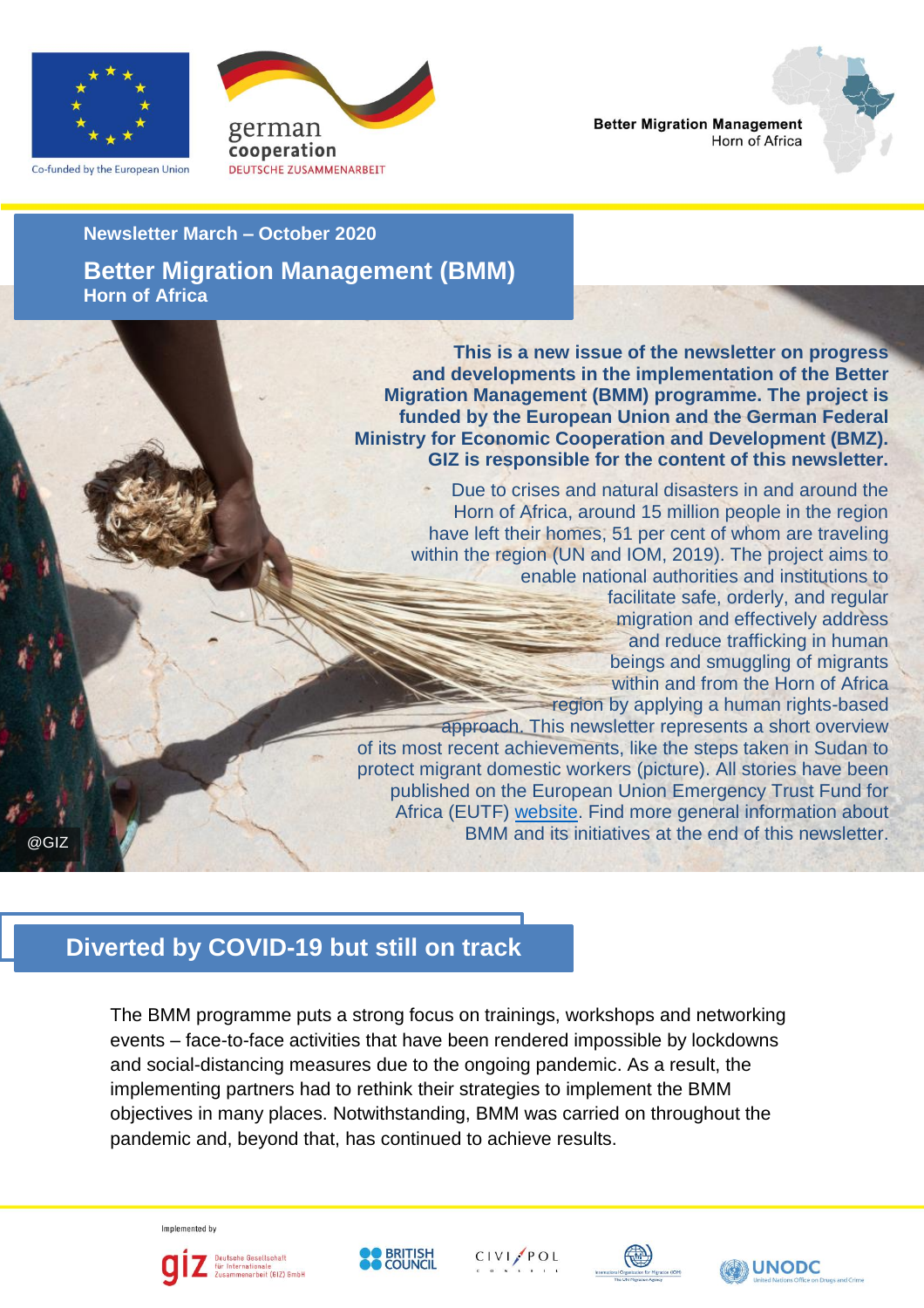Co-funded by the European Union

german cooperation
DEUTSCHE ZUSAMMENARBEIT

Better Migration Management
Horn of Africa

Newsletter March – October 2020

# Better Migration Management (BMM)

## Horn of Africa

**This is a new issue of the newsletter on progress and developments in the implementation of the Better Migration Management (BMM) programme. The project is funded by the European Union and the German Federal Ministry for Economic Cooperation and Development (BMZ). GIZ is responsible for the content of this newsletter.**

Due to crises and natural disasters in and around the Horn of Africa, around 15 million people in the region have left their homes, 51 per cent of whom are traveling within the region (UN and IOM, 2019). The project aims to enable national authorities and institutions to facilitate safe, orderly, and regular migration and effectively address and reduce trafficking in human beings and smuggling of migrants within and from the Horn of Africa region by applying a human rights-based approach. This newsletter represents a short overview of its most recent achievements, like the steps taken in Sudan to protect migrant domestic workers (picture). All stories have been published on the European Union Emergency Trust Fund for Africa (EUTF) website. Find more general information about BMM and its initiatives at the end of this newsletter.

@GIZ

## Diverted by COVID-19 but still on track

The BMM programme puts a strong focus on trainings, workshops and networking events – face-to-face activities that have been rendered impossible by lockdowns and social-distancing measures due to the ongoing pandemic. As a result, the implementing partners had to rethink their strategies to implement the BMM objectives in many places. Notwithstanding, BMM was carried on throughout the pandemic and, beyond that, has continued to achieve results.

Implemented by

giz Deutsche Gesellschaft für Internationale Zusammenarbeit (GIZ) GmbH

BRITISH COUNCIL

CIVIPOL

International Organization for Migration (IOM) The UN Migration Agency

UNODC United Nations Office on Drugs and Crime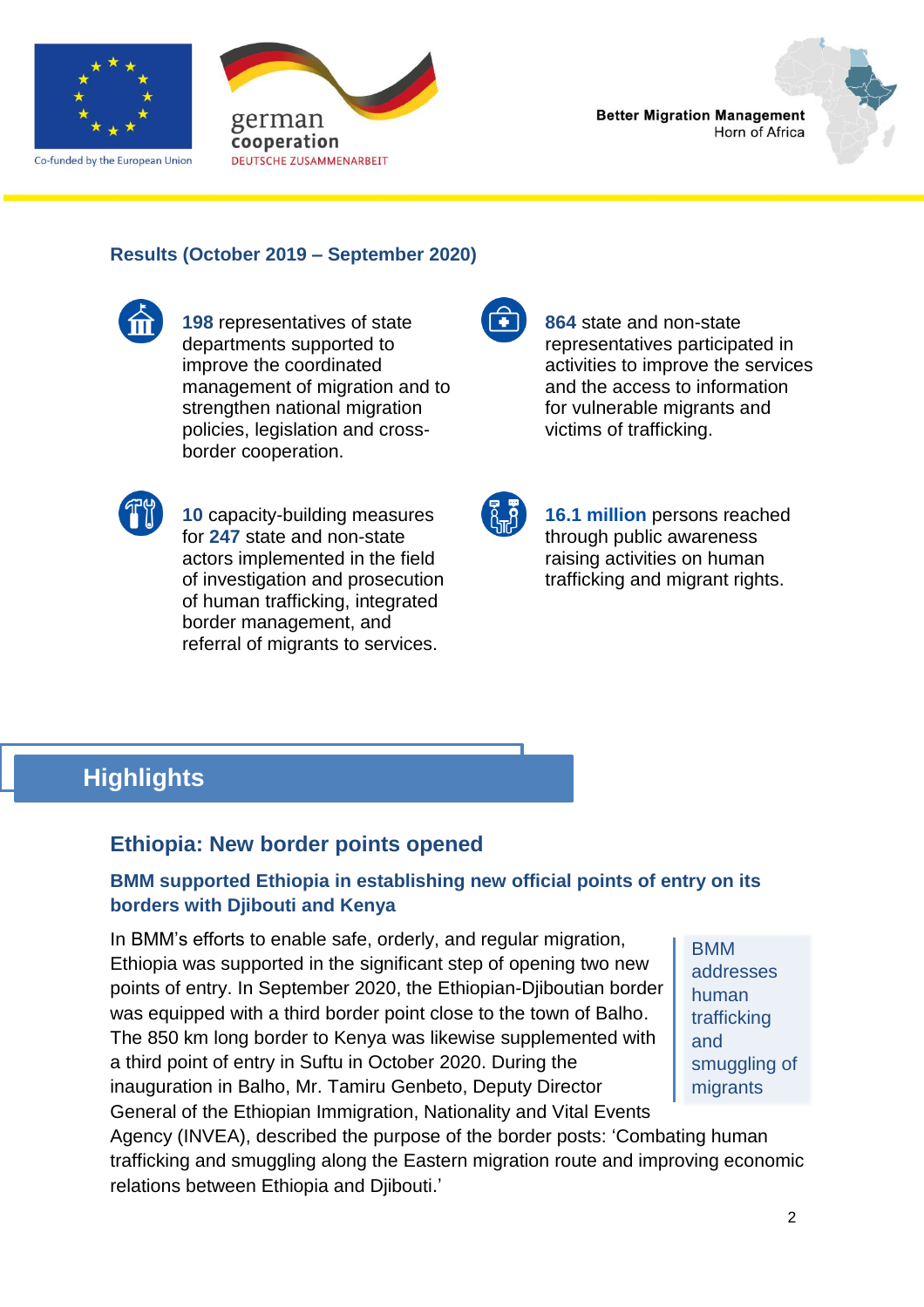## Results (October 2019 – September 2020)

**198** representatives of state departments supported to improve the coordinated management of migration and to strengthen national migration policies, legislation and cross-border cooperation.

**864** state and non-state representatives participated in activities to improve the services and the access to information for vulnerable migrants and victims of trafficking.

**10** capacity-building measures for **247** state and non-state actors implemented in the field of investigation and prosecution of human trafficking, integrated border management, and referral of migrants to services.

**16.1 million** persons reached through public awareness raising activities on human trafficking and migrant rights.

# Highlights

## Ethiopia: New border points opened

### BMM supported Ethiopia in establishing new official points of entry on its borders with Djibouti and Kenya

In BMM's efforts to enable safe, orderly, and regular migration, Ethiopia was supported in the significant step of opening two new points of entry. In September 2020, the Ethiopian-Djiboutian border was equipped with a third border point close to the town of Balho. The 850 km long border to Kenya was likewise supplemented with a third point of entry in Suftu in October 2020. During the inauguration in Balho, Mr. Tamiru Genbeto, Deputy Director General of the Ethiopian Immigration, Nationality and Vital Events Agency (INVEA), described the purpose of the border posts: 'Combating human trafficking and smuggling along the Eastern migration route and improving economic relations between Ethiopia and Djibouti.'

BMM addresses human trafficking and smuggling of migrants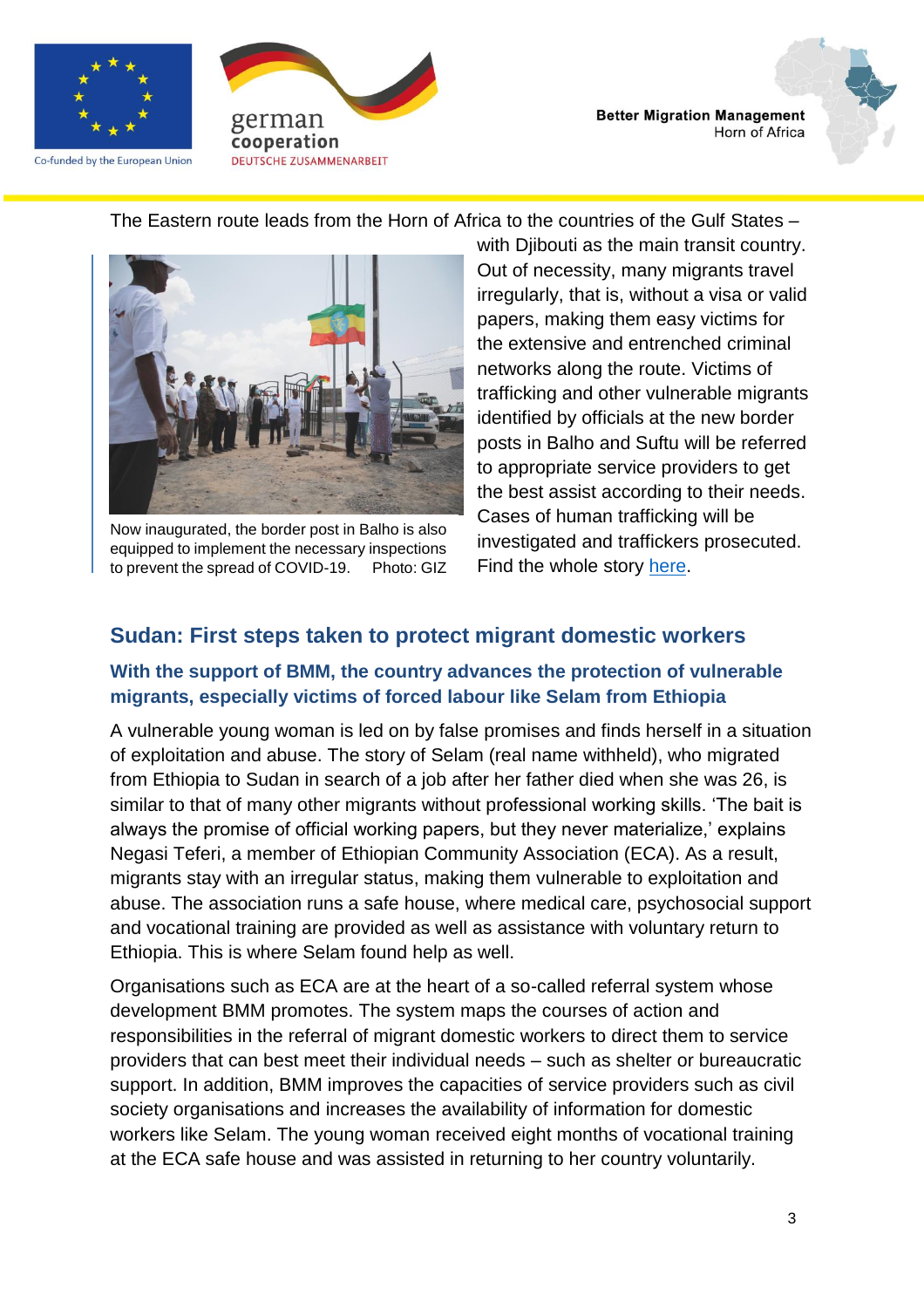The Eastern route leads from the Horn of Africa to the countries of the Gulf States – with Djibouti as the main transit country. Out of necessity, many migrants travel irregularly, that is, without a visa or valid papers, making them easy victims for the extensive and entrenched criminal networks along the route. Victims of trafficking and other vulnerable migrants identified by officials at the new border posts in Balho and Suftu will be referred to appropriate service providers to get the best assist according to their needs. Cases of human trafficking will be investigated and traffickers prosecuted. Find the whole story here.

Now inaugurated, the border post in Balho is also equipped to implement the necessary inspections to prevent the spread of COVID-19. Photo: GIZ

## Sudan: First steps taken to protect migrant domestic workers

### With the support of BMM, the country advances the protection of vulnerable migrants, especially victims of forced labour like Selam from Ethiopia

A vulnerable young woman is led on by false promises and finds herself in a situation of exploitation and abuse. The story of Selam (real name withheld), who migrated from Ethiopia to Sudan in search of a job after her father died when she was 26, is similar to that of many other migrants without professional working skills. 'The bait is always the promise of official working papers, but they never materialize,' explains Negasi Teferi, a member of Ethiopian Community Association (ECA). As a result, migrants stay with an irregular status, making them vulnerable to exploitation and abuse. The association runs a safe house, where medical care, psychosocial support and vocational training are provided as well as assistance with voluntary return to Ethiopia. This is where Selam found help as well.

Organisations such as ECA are at the heart of a so-called referral system whose development BMM promotes. The system maps the courses of action and responsibilities in the referral of migrant domestic workers to direct them to service providers that can best meet their individual needs – such as shelter or bureaucratic support. In addition, BMM improves the capacities of service providers such as civil society organisations and increases the availability of information for domestic workers like Selam. The young woman received eight months of vocational training at the ECA safe house and was assisted in returning to her country voluntarily.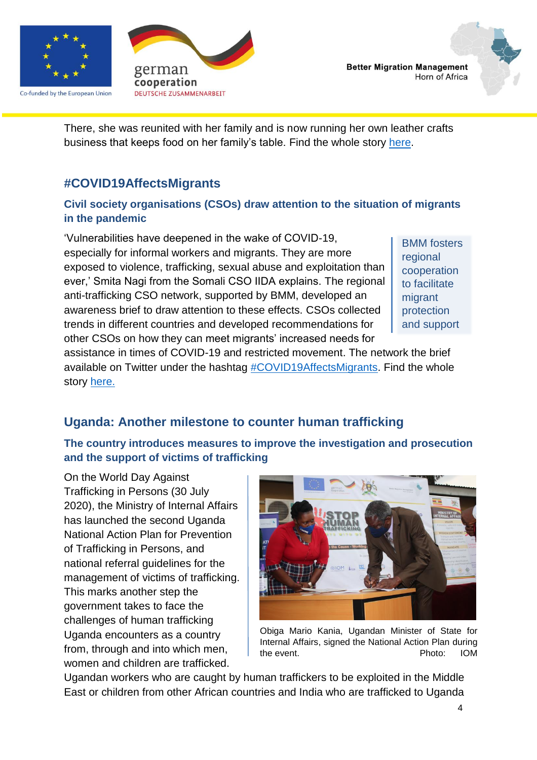There, she was reunited with her family and is now running her own leather crafts business that keeps food on her family's table. Find the whole story here.

## #COVID19AffectsMigrants

### Civil society organisations (CSOs) draw attention to the situation of migrants in the pandemic

'Vulnerabilities have deepened in the wake of COVID-19, especially for informal workers and migrants. They are more exposed to violence, trafficking, sexual abuse and exploitation than ever,' Smita Nagi from the Somali CSO IIDA explains. The regional anti-trafficking CSO network, supported by BMM, developed an awareness brief to draw attention to these effects. CSOs collected trends in different countries and developed recommendations for other CSOs on how they can meet migrants' increased needs for assistance in times of COVID-19 and restricted movement. The network the brief available on Twitter under the hashtag #COVID19AffectsMigrants. Find the whole story here.

> BMM fosters regional cooperation to facilitate migrant protection and support

## Uganda: Another milestone to counter human trafficking

### The country introduces measures to improve the investigation and prosecution and the support of victims of trafficking

On the World Day Against Trafficking in Persons (30 July 2020), the Ministry of Internal Affairs has launched the second Uganda National Action Plan for Prevention of Trafficking in Persons, and national referral guidelines for the management of victims of trafficking. This marks another step the government takes to face the challenges of human trafficking Uganda encounters as a country from, through and into which men, women and children are trafficked. Ugandan workers who are caught by human traffickers to be exploited in the Middle East or children from other African countries and India who are trafficked to Uganda

Obiga Mario Kania, Ugandan Minister of State for Internal Affairs, signed the National Action Plan during the event. Photo: IOM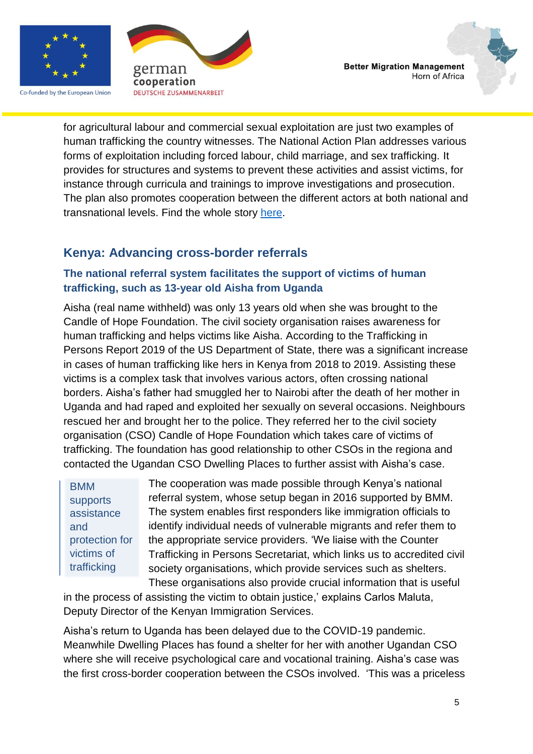for agricultural labour and commercial sexual exploitation are just two examples of human trafficking the country witnesses. The National Action Plan addresses various forms of exploitation including forced labour, child marriage, and sex trafficking. It provides for structures and systems to prevent these activities and assist victims, for instance through curricula and trainings to improve investigations and prosecution. The plan also promotes cooperation between the different actors at both national and transnational levels. Find the whole story [here](#).

## Kenya: Advancing cross-border referrals

### The national referral system facilitates the support of victims of human trafficking, such as 13-year old Aisha from Uganda

Aisha (real name withheld) was only 13 years old when she was brought to the Candle of Hope Foundation. The civil society organisation raises awareness for human trafficking and helps victims like Aisha. According to the Trafficking in Persons Report 2019 of the US Department of State, there was a significant increase in cases of human trafficking like hers in Kenya from 2018 to 2019. Assisting these victims is a complex task that involves various actors, often crossing national borders. Aisha's father had smuggled her to Nairobi after the death of her mother in Uganda and had raped and exploited her sexually on several occasions. Neighbours rescued her and brought her to the police. They referred her to the civil society organisation (CSO) Candle of Hope Foundation which takes care of victims of trafficking. The foundation has good relationship to other CSOs in the regiona and contacted the Ugandan CSO Dwelling Places to further assist with Aisha's case.

> BMM supports assistance and protection for victims of trafficking

The cooperation was made possible through Kenya's national referral system, whose setup began in 2016 supported by BMM. The system enables first responders like immigration officials to identify individual needs of vulnerable migrants and refer them to the appropriate service providers. 'We liaise with the Counter Trafficking in Persons Secretariat, which links us to accredited civil society organisations, which provide services such as shelters. These organisations also provide crucial information that is useful in the process of assisting the victim to obtain justice,' explains Carlos Maluta, Deputy Director of the Kenyan Immigration Services.

Aisha's return to Uganda has been delayed due to the COVID-19 pandemic. Meanwhile Dwelling Places has found a shelter for her with another Ugandan CSO where she will receive psychological care and vocational training. Aisha's case was the first cross-border cooperation between the CSOs involved. 'This was a priceless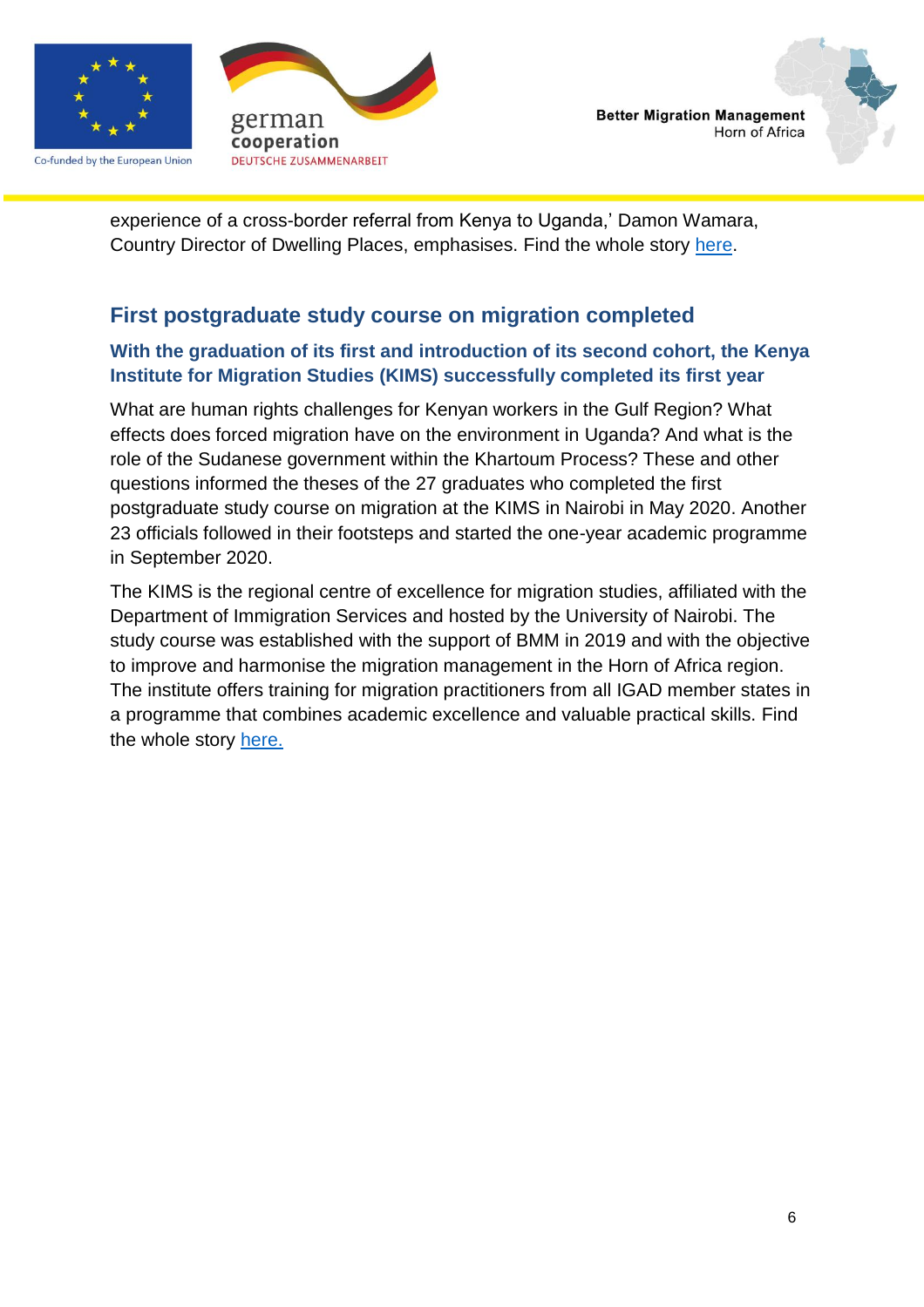experience of a cross-border referral from Kenya to Uganda,' Damon Wamara, Country Director of Dwelling Places, emphasises. Find the whole story here.

## First postgraduate study course on migration completed

### With the graduation of its first and introduction of its second cohort, the Kenya Institute for Migration Studies (KIMS) successfully completed its first year

What are human rights challenges for Kenyan workers in the Gulf Region? What effects does forced migration have on the environment in Uganda? And what is the role of the Sudanese government within the Khartoum Process? These and other questions informed the theses of the 27 graduates who completed the first postgraduate study course on migration at the KIMS in Nairobi in May 2020. Another 23 officials followed in their footsteps and started the one-year academic programme in September 2020.

The KIMS is the regional centre of excellence for migration studies, affiliated with the Department of Immigration Services and hosted by the University of Nairobi. The study course was established with the support of BMM in 2019 and with the objective to improve and harmonise the migration management in the Horn of Africa region. The institute offers training for migration practitioners from all IGAD member states in a programme that combines academic excellence and valuable practical skills. Find the whole story here.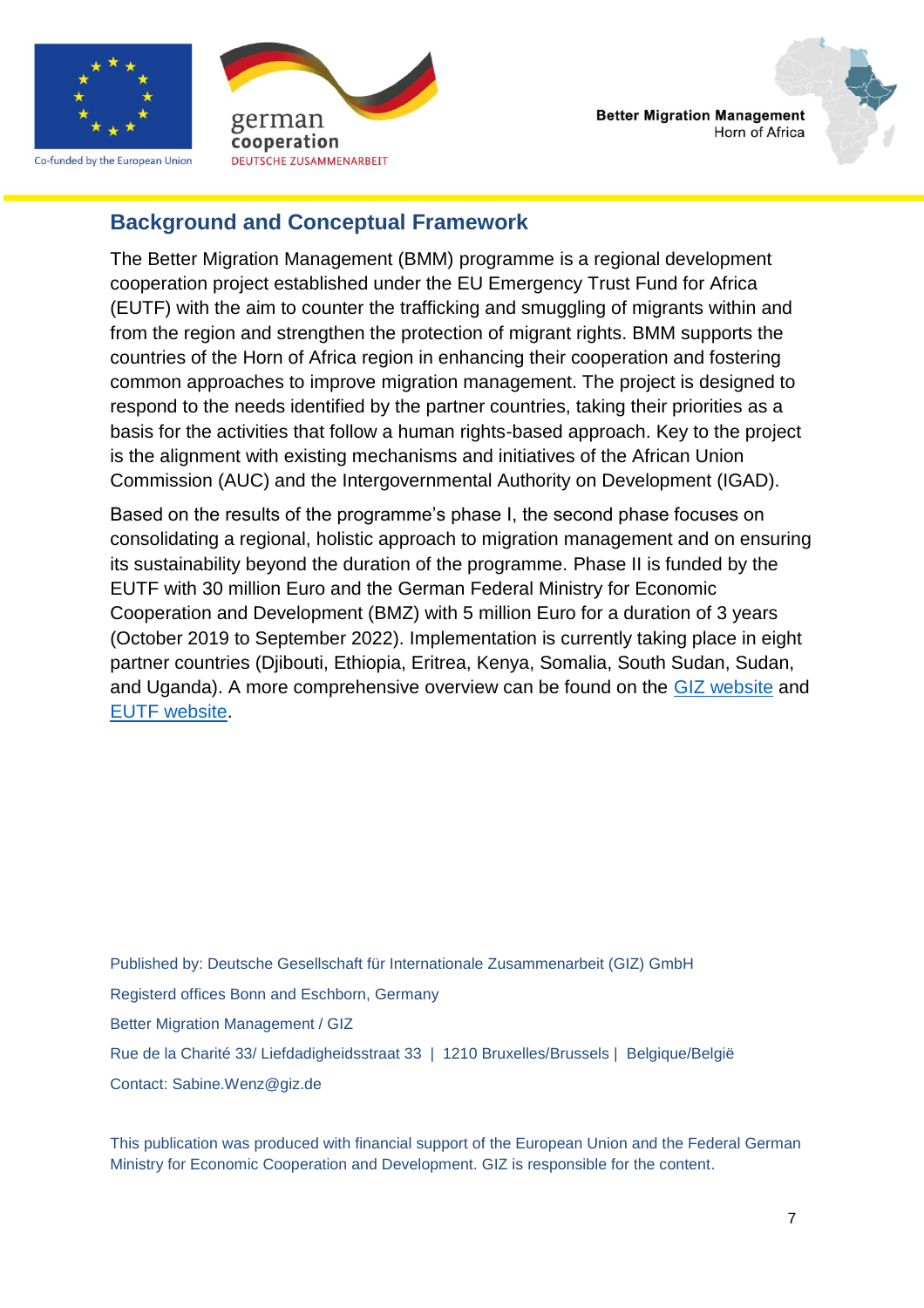## Background and Conceptual Framework

The Better Migration Management (BMM) programme is a regional development cooperation project established under the EU Emergency Trust Fund for Africa (EUTF) with the aim to counter the trafficking and smuggling of migrants within and from the region and strengthen the protection of migrant rights. BMM supports the countries of the Horn of Africa region in enhancing their cooperation and fostering common approaches to improve migration management. The project is designed to respond to the needs identified by the partner countries, taking their priorities as a basis for the activities that follow a human rights-based approach. Key to the project is the alignment with existing mechanisms and initiatives of the African Union Commission (AUC) and the Intergovernmental Authority on Development (IGAD).

Based on the results of the programme's phase I, the second phase focuses on consolidating a regional, holistic approach to migration management and on ensuring its sustainability beyond the duration of the programme. Phase II is funded by the EUTF with 30 million Euro and the German Federal Ministry for Economic Cooperation and Development (BMZ) with 5 million Euro for a duration of 3 years (October 2019 to September 2022). Implementation is currently taking place in eight partner countries (Djibouti, Ethiopia, Eritrea, Kenya, Somalia, South Sudan, Sudan, and Uganda). A more comprehensive overview can be found on the GIZ website and EUTF website.

Published by: Deutsche Gesellschaft für Internationale Zusammenarbeit (GIZ) GmbH

Registerd offices Bonn and Eschborn, Germany

Better Migration Management / GIZ

Rue de la Charité 33/ Liefdadigheidsstraat 33 | 1210 Bruxelles/Brussels | Belgique/België

Contact: Sabine.Wenz@giz.de

This publication was produced with financial support of the European Union and the Federal German Ministry for Economic Cooperation and Development. GIZ is responsible for the content.